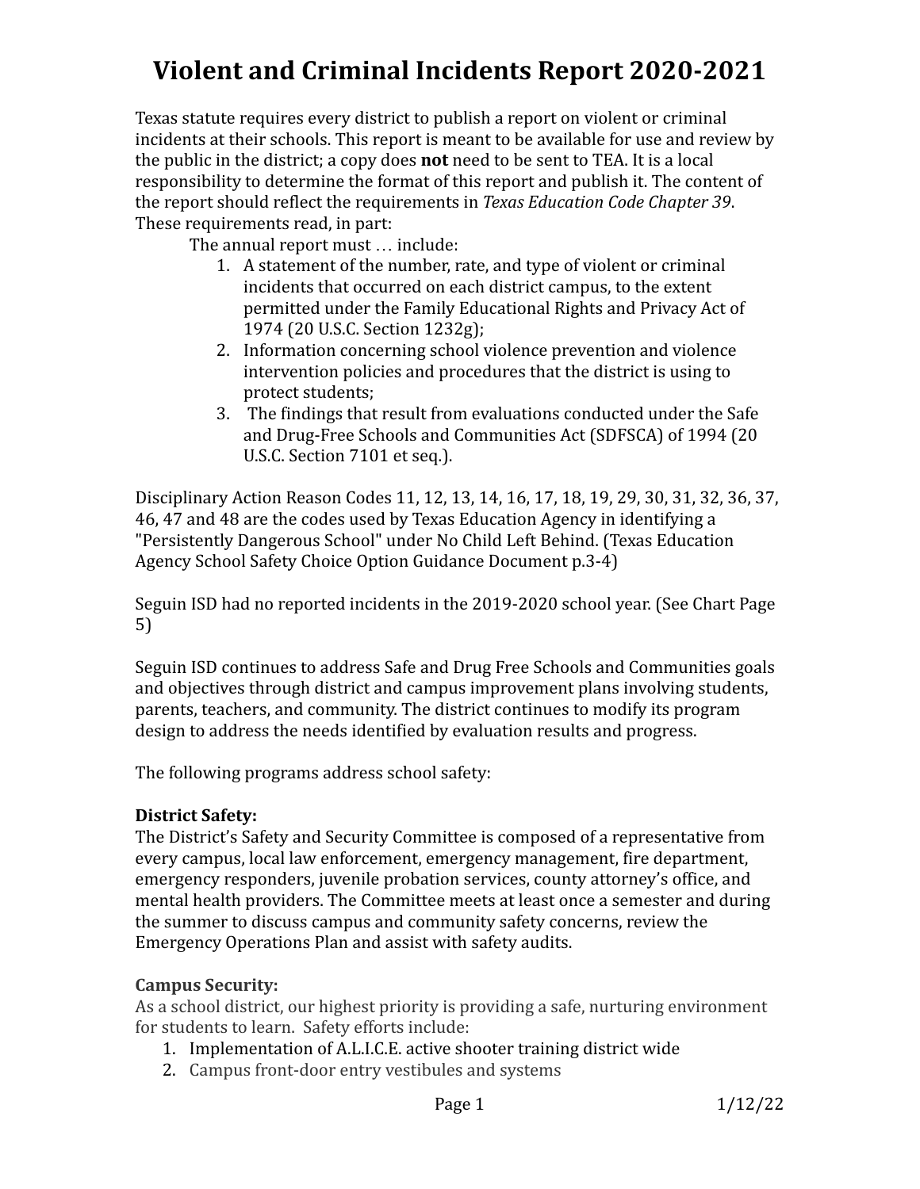# Violent and Criminal Incidents Report 2020-2021

Texas statute requires every district to publish a report on violent or criminal incidents at their schools. This report is meant to be available for use and review by the public in the district; a copy does **not** need to be sent to TEA. It is a local responsibility to determine the format of this report and publish it. The content of the report should reflect the requirements in *Texas Education Code Chapter 39*. These requirements read, in part:

The annual report must … include:

1. A statement of the number, rate, and type of violent or criminal incidents that occurred on each district campus, to the extent permitted under the Family Educational Rights and Privacy Act of 1974 (20 U.S.C. Section 1232g);
2. Information concerning school violence prevention and violence intervention policies and procedures that the district is using to protect students;
3. The findings that result from evaluations conducted under the Safe and Drug-Free Schools and Communities Act (SDFSCA) of 1994 (20 U.S.C. Section 7101 et seq.).

Disciplinary Action Reason Codes 11, 12, 13, 14, 16, 17, 18, 19, 29, 30, 31, 32, 36, 37, 46, 47 and 48 are the codes used by Texas Education Agency in identifying a "Persistently Dangerous School" under No Child Left Behind. (Texas Education Agency School Safety Choice Option Guidance Document p.3-4)

Seguin ISD had no reported incidents in the 2019-2020 school year. (See Chart Page 5)

Seguin ISD continues to address Safe and Drug Free Schools and Communities goals and objectives through district and campus improvement plans involving students, parents, teachers, and community. The district continues to modify its program design to address the needs identified by evaluation results and progress.

The following programs address school safety:

**District Safety:**

The District's Safety and Security Committee is composed of a representative from every campus, local law enforcement, emergency management, fire department, emergency responders, juvenile probation services, county attorney's office, and mental health providers. The Committee meets at least once a semester and during the summer to discuss campus and community safety concerns, review the Emergency Operations Plan and assist with safety audits.

**Campus Security:**

As a school district, our highest priority is providing a safe, nurturing environment for students to learn. Safety efforts include:

1. Implementation of A.L.I.C.E. active shooter training district wide
2. Campus front-door entry vestibules and systems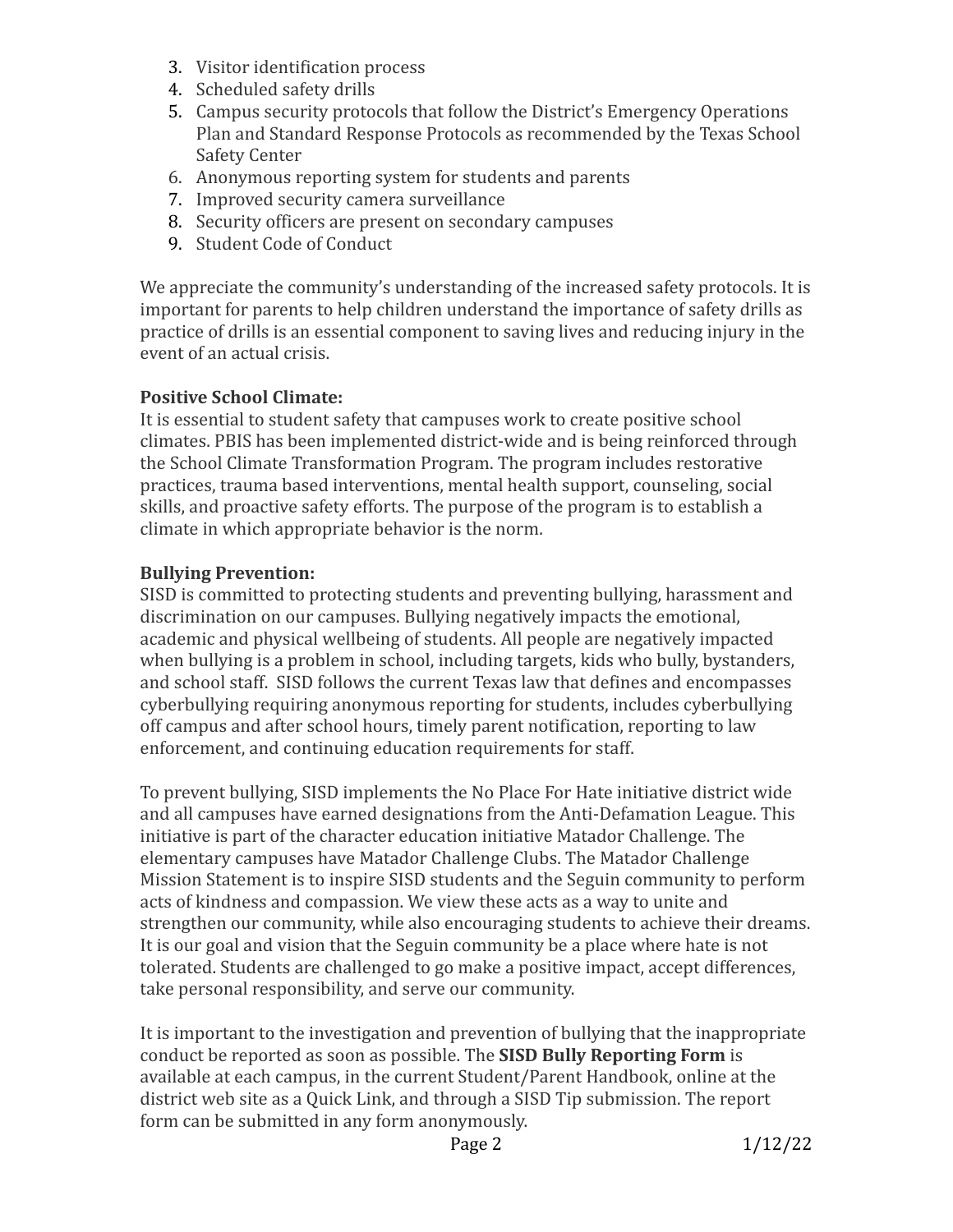3. Visitor identification process
4. Scheduled safety drills
5. Campus security protocols that follow the District's Emergency Operations Plan and Standard Response Protocols as recommended by the Texas School Safety Center
6. Anonymous reporting system for students and parents
7. Improved security camera surveillance
8. Security officers are present on secondary campuses
9. Student Code of Conduct

We appreciate the community's understanding of the increased safety protocols. It is important for parents to help children understand the importance of safety drills as practice of drills is an essential component to saving lives and reducing injury in the event of an actual crisis.

**Positive School Climate:**
It is essential to student safety that campuses work to create positive school climates. PBIS has been implemented district-wide and is being reinforced through the School Climate Transformation Program. The program includes restorative practices, trauma based interventions, mental health support, counseling, social skills, and proactive safety efforts. The purpose of the program is to establish a climate in which appropriate behavior is the norm.

**Bullying Prevention:**
SISD is committed to protecting students and preventing bullying, harassment and discrimination on our campuses. Bullying negatively impacts the emotional, academic and physical wellbeing of students. All people are negatively impacted when bullying is a problem in school, including targets, kids who bully, bystanders, and school staff. SISD follows the current Texas law that defines and encompasses cyberbullying requiring anonymous reporting for students, includes cyberbullying off campus and after school hours, timely parent notification, reporting to law enforcement, and continuing education requirements for staff.

To prevent bullying, SISD implements the No Place For Hate initiative district wide and all campuses have earned designations from the Anti-Defamation League. This initiative is part of the character education initiative Matador Challenge. The elementary campuses have Matador Challenge Clubs. The Matador Challenge Mission Statement is to inspire SISD students and the Seguin community to perform acts of kindness and compassion. We view these acts as a way to unite and strengthen our community, while also encouraging students to achieve their dreams. It is our goal and vision that the Seguin community be a place where hate is not tolerated. Students are challenged to go make a positive impact, accept differences, take personal responsibility, and serve our community.

It is important to the investigation and prevention of bullying that the inappropriate conduct be reported as soon as possible. The **SISD Bully Reporting Form** is available at each campus, in the current Student/Parent Handbook, online at the district web site as a Quick Link, and through a SISD Tip submission. The report form can be submitted in any form anonymously.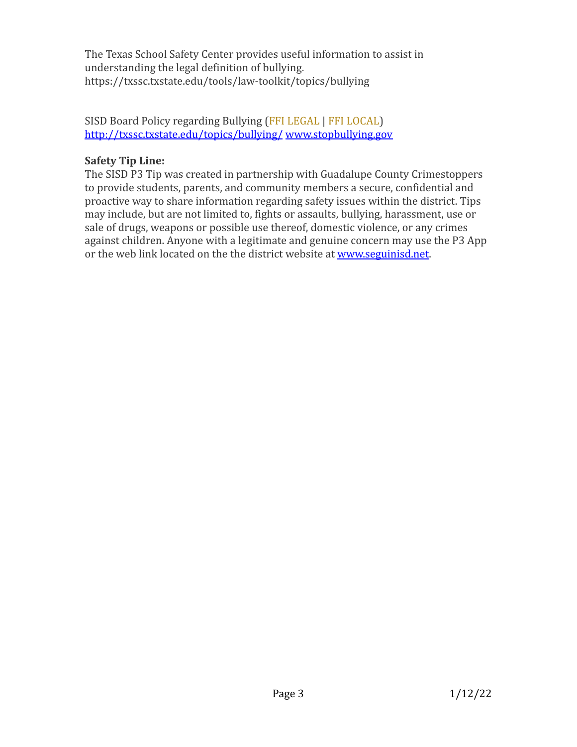The Texas School Safety Center provides useful information to assist in understanding the legal definition of bullying. https://txssc.txstate.edu/tools/law-toolkit/topics/bullying

SISD Board Policy regarding Bullying (FFI LEGAL | FFI LOCAL) [http://txssc.txstate.edu/topics/bullying/](http://txssc.txstate.edu/topics/bullying/) [www.stopbullying.gov](http://www.stopbullying.gov)

**Safety Tip Line:**
The SISD P3 Tip was created in partnership with Guadalupe County Crimestoppers to provide students, parents, and community members a secure, confidential and proactive way to share information regarding safety issues within the district. Tips may include, but are not limited to, fights or assaults, bullying, harassment, use or sale of drugs, weapons or possible use thereof, domestic violence, or any crimes against children. Anyone with a legitimate and genuine concern may use the P3 App or the web link located on the the district website at [www.seguinisd.net](http://www.seguinisd.net).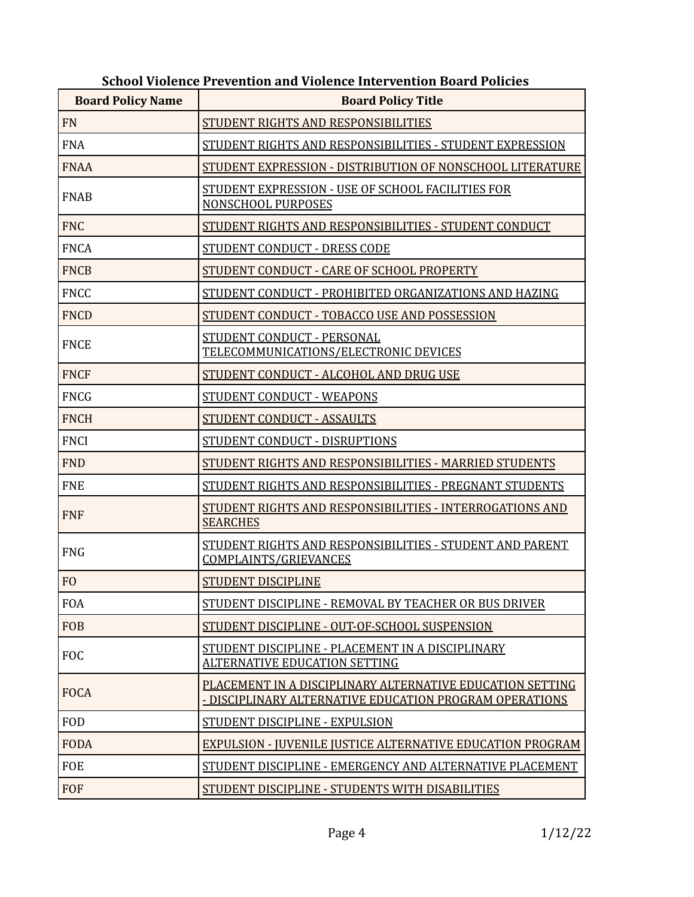**School Violence Prevention and Violence Intervention Board Policies**

| Board Policy Name | Board Policy Title |
|---|---|
| FN | STUDENT RIGHTS AND RESPONSIBILITIES |
| FNA | STUDENT RIGHTS AND RESPONSIBILITIES - STUDENT EXPRESSION |
| FNAA | STUDENT EXPRESSION - DISTRIBUTION OF NONSCHOOL LITERATURE |
| FNAB | STUDENT EXPRESSION - USE OF SCHOOL FACILITIES FOR NONSCHOOL PURPOSES |
| FNC | STUDENT RIGHTS AND RESPONSIBILITIES - STUDENT CONDUCT |
| FNCA | STUDENT CONDUCT - DRESS CODE |
| FNCB | STUDENT CONDUCT - CARE OF SCHOOL PROPERTY |
| FNCC | STUDENT CONDUCT - PROHIBITED ORGANIZATIONS AND HAZING |
| FNCD | STUDENT CONDUCT - TOBACCO USE AND POSSESSION |
| FNCE | STUDENT CONDUCT - PERSONAL TELECOMMUNICATIONS/ELECTRONIC DEVICES |
| FNCF | STUDENT CONDUCT - ALCOHOL AND DRUG USE |
| FNCG | STUDENT CONDUCT - WEAPONS |
| FNCH | STUDENT CONDUCT - ASSAULTS |
| FNCI | STUDENT CONDUCT - DISRUPTIONS |
| FND | STUDENT RIGHTS AND RESPONSIBILITIES - MARRIED STUDENTS |
| FNE | STUDENT RIGHTS AND RESPONSIBILITIES - PREGNANT STUDENTS |
| FNF | STUDENT RIGHTS AND RESPONSIBILITIES - INTERROGATIONS AND SEARCHES |
| FNG | STUDENT RIGHTS AND RESPONSIBILITIES - STUDENT AND PARENT COMPLAINTS/GRIEVANCES |
| FO | STUDENT DISCIPLINE |
| FOA | STUDENT DISCIPLINE - REMOVAL BY TEACHER OR BUS DRIVER |
| FOB | STUDENT DISCIPLINE - OUT-OF-SCHOOL SUSPENSION |
| FOC | STUDENT DISCIPLINE - PLACEMENT IN A DISCIPLINARY ALTERNATIVE EDUCATION SETTING |
| FOCA | PLACEMENT IN A DISCIPLINARY ALTERNATIVE EDUCATION SETTING - DISCIPLINARY ALTERNATIVE EDUCATION PROGRAM OPERATIONS |
| FOD | STUDENT DISCIPLINE - EXPULSION |
| FODA | EXPULSION - JUVENILE JUSTICE ALTERNATIVE EDUCATION PROGRAM |
| FOE | STUDENT DISCIPLINE - EMERGENCY AND ALTERNATIVE PLACEMENT |
| FOF | STUDENT DISCIPLINE - STUDENTS WITH DISABILITIES |

1/12/22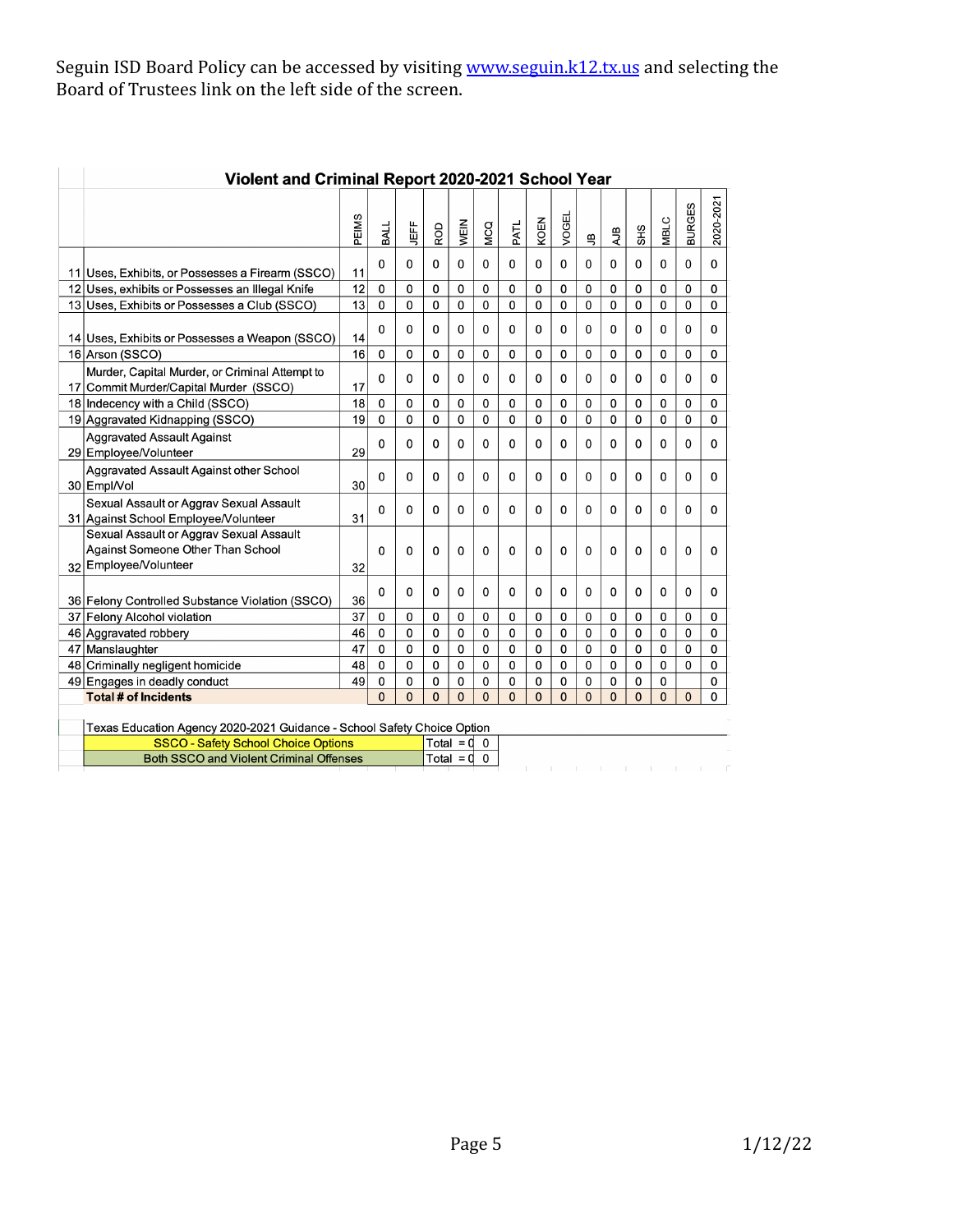Seguin ISD Board Policy can be accessed by visiting www.seguin.k12.tx.us and selecting the Board of Trustees link on the left side of the screen.

## Violent and Criminal Report 2020-2021 School Year

| | | PEIMS | BALL | JEFF | ROD | WEIN | MCQ | PATL | KOEN | VOGEL | JB | AJB | SHS | MBLC | BURGES | 2020-2021 |
|---|---|---|---|---|---|---|---|---|---|---|---|---|---|---|---|---|
| 11 | Uses, Exhibits, or Possesses a Firearm (SSCO) | 11 | 0 | 0 | 0 | 0 | 0 | 0 | 0 | 0 | 0 | 0 | 0 | 0 | 0 | 0 |
| 12 | Uses, exhibits or Possesses an Illegal Knife | 12 | 0 | 0 | 0 | 0 | 0 | 0 | 0 | 0 | 0 | 0 | 0 | 0 | 0 | 0 |
| 13 | Uses, Exhibits or Possesses a Club (SSCO) | 13 | 0 | 0 | 0 | 0 | 0 | 0 | 0 | 0 | 0 | 0 | 0 | 0 | 0 | 0 |
| 14 | Uses, Exhibits or Possesses a Weapon (SSCO) | 14 | 0 | 0 | 0 | 0 | 0 | 0 | 0 | 0 | 0 | 0 | 0 | 0 | 0 | 0 |
| 16 | Arson (SSCO) | 16 | 0 | 0 | 0 | 0 | 0 | 0 | 0 | 0 | 0 | 0 | 0 | 0 | 0 | 0 |
| 17 | Murder, Capital Murder, or Criminal Attempt to Commit Murder/Capital Murder (SSCO) | 17 | 0 | 0 | 0 | 0 | 0 | 0 | 0 | 0 | 0 | 0 | 0 | 0 | 0 | 0 |
| 18 | Indecency with a Child (SSCO) | 18 | 0 | 0 | 0 | 0 | 0 | 0 | 0 | 0 | 0 | 0 | 0 | 0 | 0 | 0 |
| 19 | Aggravated Kidnapping (SSCO) | 19 | 0 | 0 | 0 | 0 | 0 | 0 | 0 | 0 | 0 | 0 | 0 | 0 | 0 | 0 |
| 29 | Aggravated Assault Against Employee/Volunteer | 29 | 0 | 0 | 0 | 0 | 0 | 0 | 0 | 0 | 0 | 0 | 0 | 0 | 0 | 0 |
| 30 | Aggravated Assault Against other School Empl/Vol | 30 | 0 | 0 | 0 | 0 | 0 | 0 | 0 | 0 | 0 | 0 | 0 | 0 | 0 | 0 |
| 31 | Sexual Assault or Aggrav Sexual Assault Against School Employee/Volunteer | 31 | 0 | 0 | 0 | 0 | 0 | 0 | 0 | 0 | 0 | 0 | 0 | 0 | 0 | 0 |
| 32 | Sexual Assault or Aggrav Sexual Assault Against Someone Other Than School Employee/Volunteer | 32 | 0 | 0 | 0 | 0 | 0 | 0 | 0 | 0 | 0 | 0 | 0 | 0 | 0 | 0 |
| 36 | Felony Controlled Substance Violation (SSCO) | 36 | 0 | 0 | 0 | 0 | 0 | 0 | 0 | 0 | 0 | 0 | 0 | 0 | 0 | 0 |
| 37 | Felony Alcohol violation | 37 | 0 | 0 | 0 | 0 | 0 | 0 | 0 | 0 | 0 | 0 | 0 | 0 | 0 | 0 |
| 46 | Aggravated robbery | 46 | 0 | 0 | 0 | 0 | 0 | 0 | 0 | 0 | 0 | 0 | 0 | 0 | 0 | 0 |
| 47 | Manslaughter | 47 | 0 | 0 | 0 | 0 | 0 | 0 | 0 | 0 | 0 | 0 | 0 | 0 | 0 | 0 |
| 48 | Criminally negligent homicide | 48 | 0 | 0 | 0 | 0 | 0 | 0 | 0 | 0 | 0 | 0 | 0 | 0 | 0 | 0 |
| 49 | Engages in deadly conduct | 49 | 0 | 0 | 0 | 0 | 0 | 0 | 0 | 0 | 0 | 0 | 0 | 0 | | 0 |
| | **Total # of Incidents** | | 0 | 0 | 0 | 0 | 0 | 0 | 0 | 0 | 0 | 0 | 0 | 0 | 0 | 0 |

Texas Education Agency 2020-2021 Guidance - School Safety Choice Option

| | | |
|---|---|---|
| SSCO - Safety School Choice Options | Total = 0 | 0 |
| Both SSCO and Violent Criminal Offenses | Total = 0 | 0 |